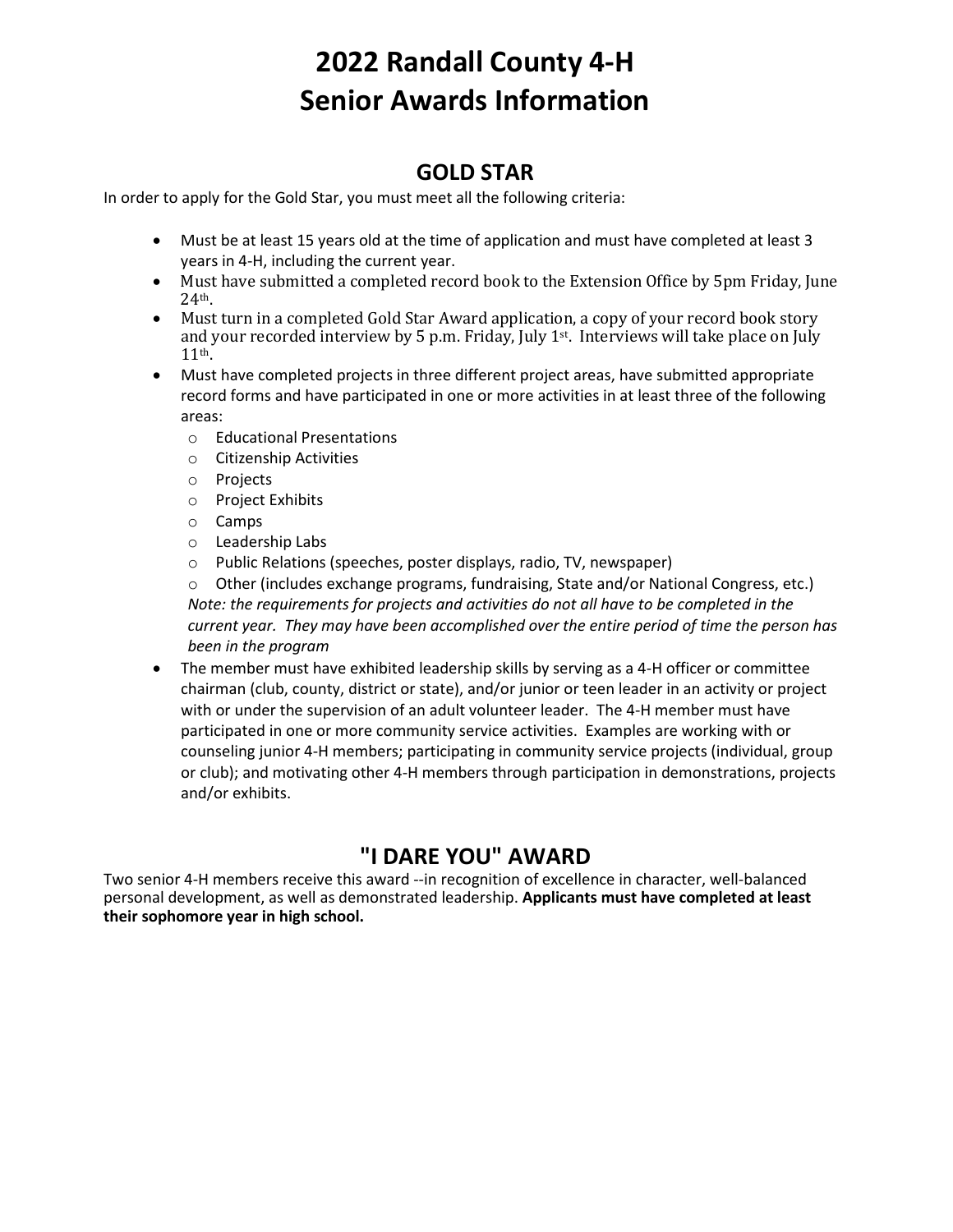# 2022 Randall County 4-H
# Senior Awards Information

## GOLD STAR

In order to apply for the Gold Star, you must meet all the following criteria:

- Must be at least 15 years old at the time of application and must have completed at least 3 years in 4-H, including the current year.
- Must have submitted a completed record book to the Extension Office by 5pm Friday, June 24th.
- Must turn in a completed Gold Star Award application, a copy of your record book story and your recorded interview by 5 p.m. Friday, July 1st. Interviews will take place on July 11th.
- Must have completed projects in three different project areas, have submitted appropriate record forms and have participated in one or more activities in at least three of the following areas:
    - Educational Presentations
    - Citizenship Activities
    - Projects
    - Project Exhibits
    - Camps
    - Leadership Labs
    - Public Relations (speeches, poster displays, radio, TV, newspaper)
    - Other (includes exchange programs, fundraising, State and/or National Congress, etc.)

  *Note: the requirements for projects and activities do not all have to be completed in the current year. They may have been accomplished over the entire period of time the person has been in the program*
- The member must have exhibited leadership skills by serving as a 4-H officer or committee chairman (club, county, district or state), and/or junior or teen leader in an activity or project with or under the supervision of an adult volunteer leader. The 4-H member must have participated in one or more community service activities. Examples are working with or counseling junior 4-H members; participating in community service projects (individual, group or club); and motivating other 4-H members through participation in demonstrations, projects and/or exhibits.

## "I DARE YOU" AWARD

Two senior 4-H members receive this award --in recognition of excellence in character, well-balanced personal development, as well as demonstrated leadership. **Applicants must have completed at least their sophomore year in high school.**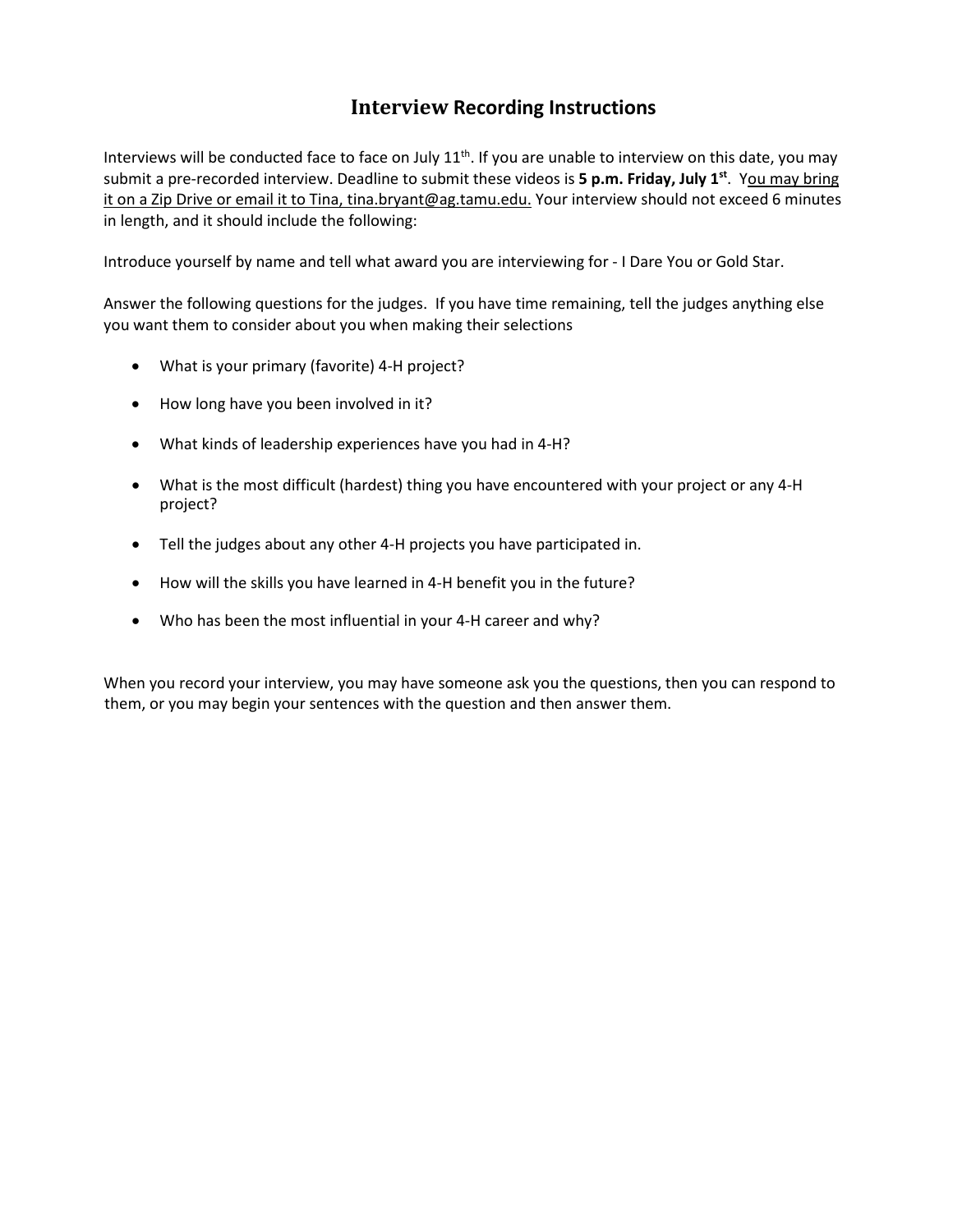# Interview Recording Instructions

Interviews will be conducted face to face on July 11th. If you are unable to interview on this date, you may submit a pre-recorded interview. Deadline to submit these videos is **5 p.m. Friday, July 1st**. You may bring it on a Zip Drive or email it to Tina, tina.bryant@ag.tamu.edu. Your interview should not exceed 6 minutes in length, and it should include the following:

Introduce yourself by name and tell what award you are interviewing for - I Dare You or Gold Star.

Answer the following questions for the judges. If you have time remaining, tell the judges anything else you want them to consider about you when making their selections

- What is your primary (favorite) 4-H project?
- How long have you been involved in it?
- What kinds of leadership experiences have you had in 4-H?
- What is the most difficult (hardest) thing you have encountered with your project or any 4-H project?
- Tell the judges about any other 4-H projects you have participated in.
- How will the skills you have learned in 4-H benefit you in the future?
- Who has been the most influential in your 4-H career and why?

When you record your interview, you may have someone ask you the questions, then you can respond to them, or you may begin your sentences with the question and then answer them.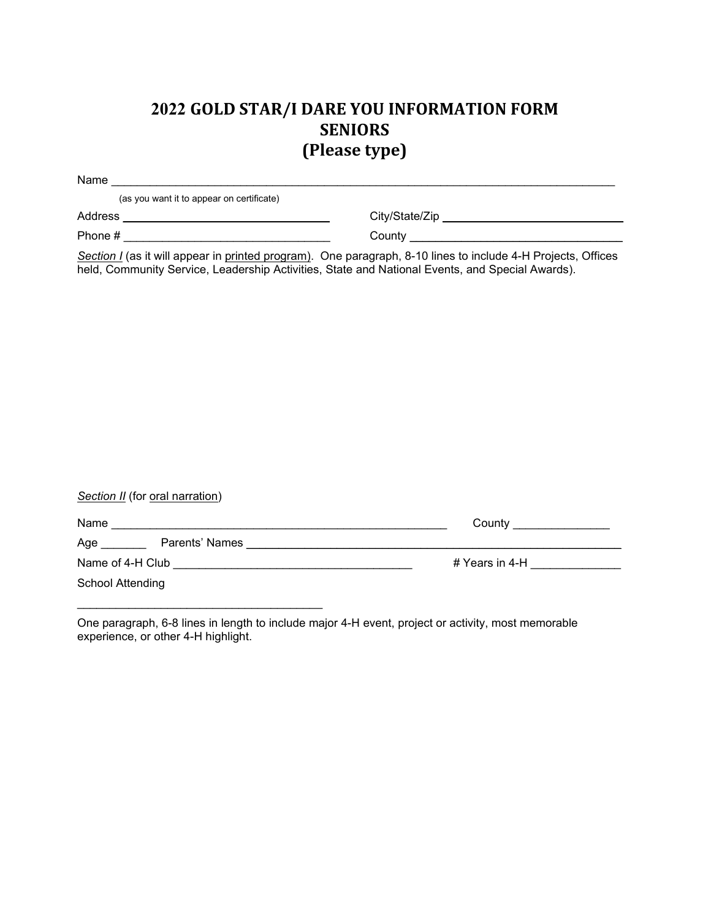# 2022 GOLD STAR/I DARE YOU INFORMATION FORM
# SENIORS
# (Please type)

Name ___________________________________________________________________________

(as you want it to appear on certificate)

Address ______________________________ City/State/Zip ______________________________

Phone # ______________________________ County ______________________________

*Section I* (as it will appear in printed program). One paragraph, 8-10 lines to include 4-H Projects, Offices held, Community Service, Leadership Activities, State and National Events, and Special Awards).

*Section II* (for oral narration)

Name ___________________________________________________ County _______________

Age _______ Parents' Names ____________________________________________________

Name of 4-H Club ____________________________________ # Years in 4-H ______________

School Attending

_____________________________________

One paragraph, 6-8 lines in length to include major 4-H event, project or activity, most memorable experience, or other 4-H highlight.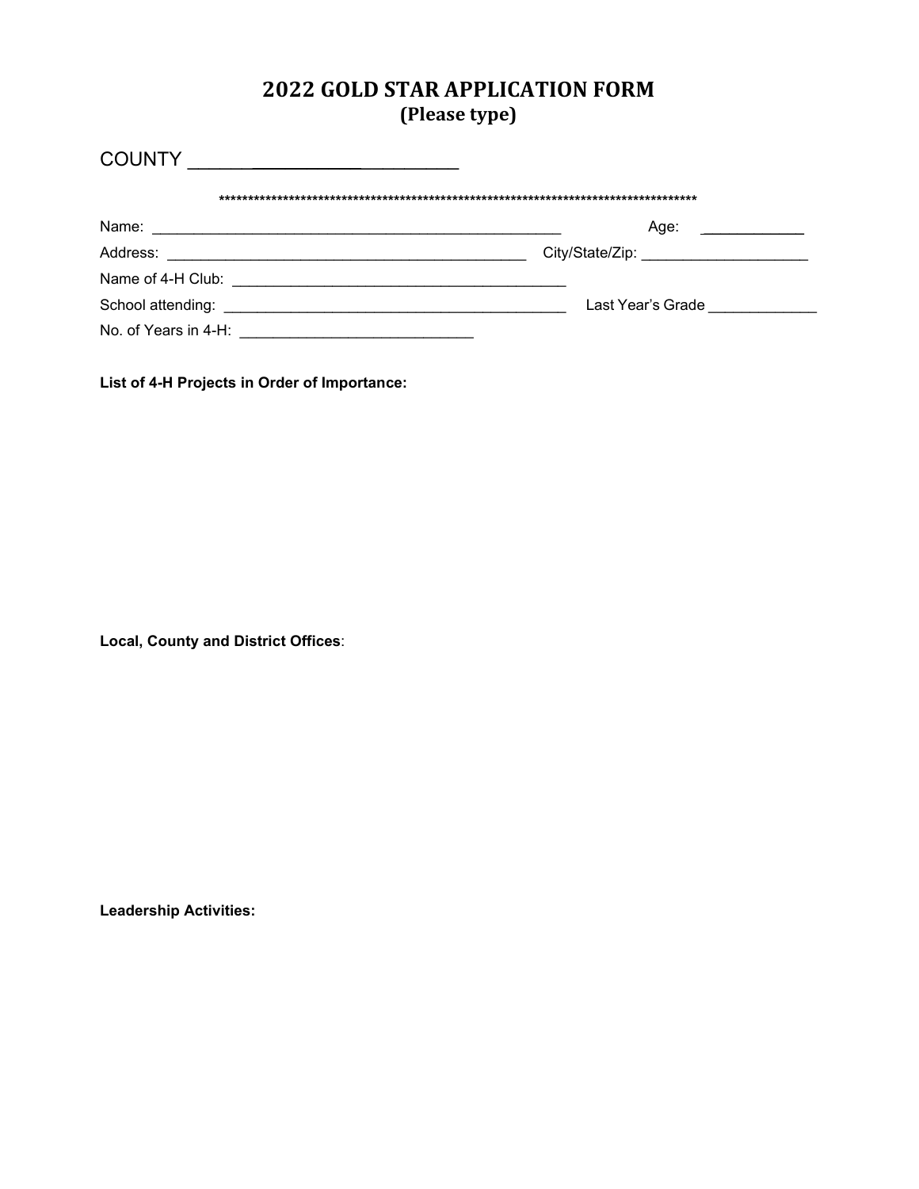# 2022 GOLD STAR APPLICATION FORM
## (Please type)

COUNTY ______________________________

***************************************************************************************

Name: ______________________________________________ Age: ___________

Address: ________________________________________ City/State/Zip: ___________________

Name of 4-H Club: _____________________________________

School attending: ______________________________________ Last Year's Grade ____________

No. of Years in 4-H: _________________________

**List of 4-H Projects in Order of Importance:**

**Local, County and District Offices**:

**Leadership Activities:**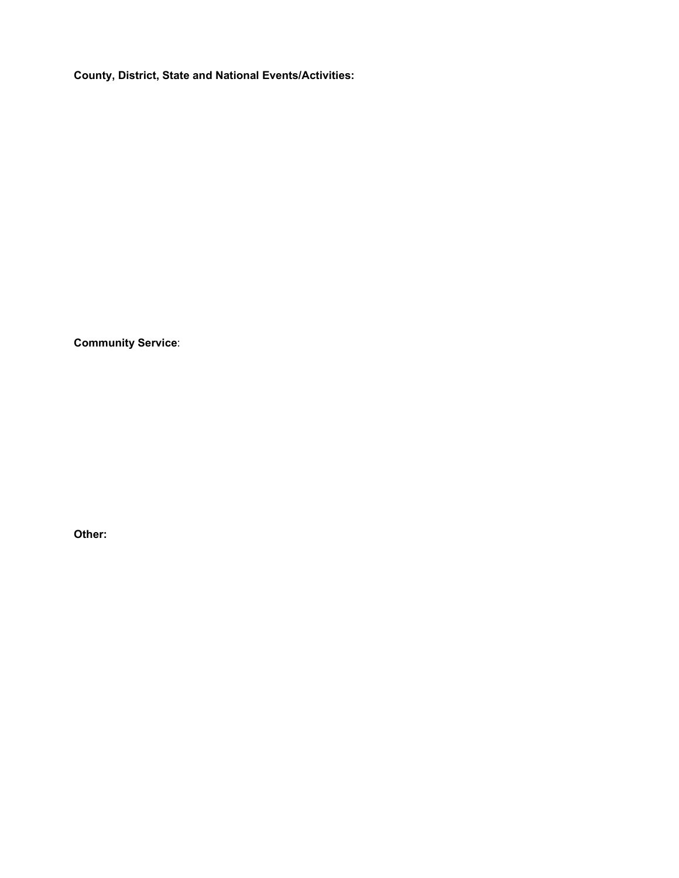**County, District, State and National Events/Activities:**

**Community Service**:

**Other:**